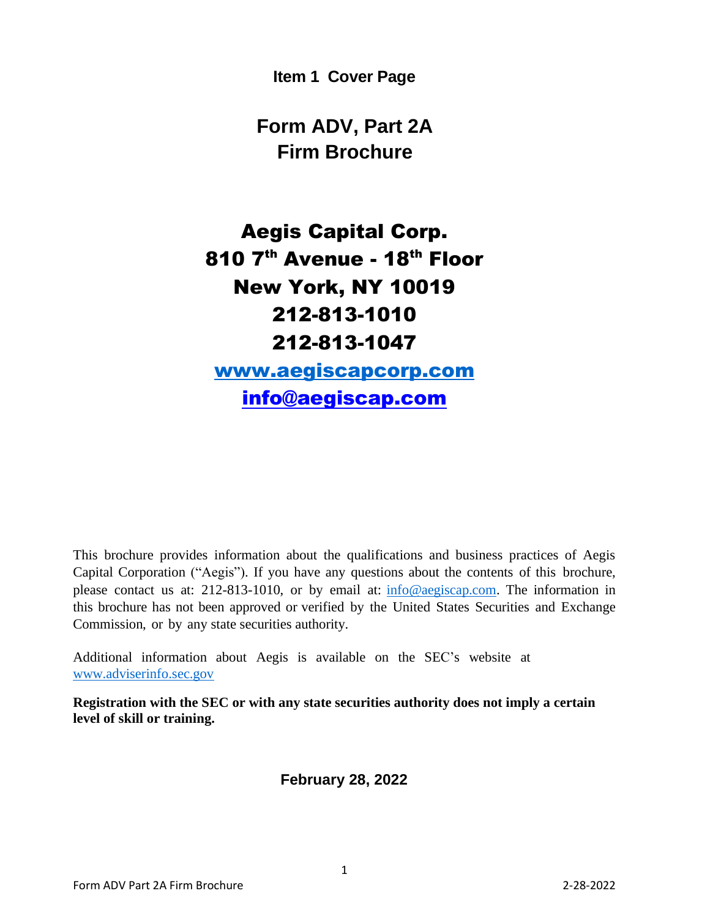**Item 1 Cover Page**

# Form ADV, Part 2A
# Firm Brochure

## Aegis Capital Corp.
## 810 7th Avenue - 18th Floor
## New York, NY 10019
## 212-813-1010
## 212-813-1047
## www.aegiscapcorp.com
## info@aegiscap.com

This brochure provides information about the qualifications and business practices of Aegis Capital Corporation ("Aegis"). If you have any questions about the contents of this brochure, please contact us at: 212-813-1010, or by email at: info@aegiscap.com. The information in this brochure has not been approved or verified by the United States Securities and Exchange Commission, or by any state securities authority.

Additional information about Aegis is available on the SEC's website at www.adviserinfo.sec.gov

**Registration with the SEC or with any state securities authority does not imply a certain level of skill or training.**

**February 28, 2022**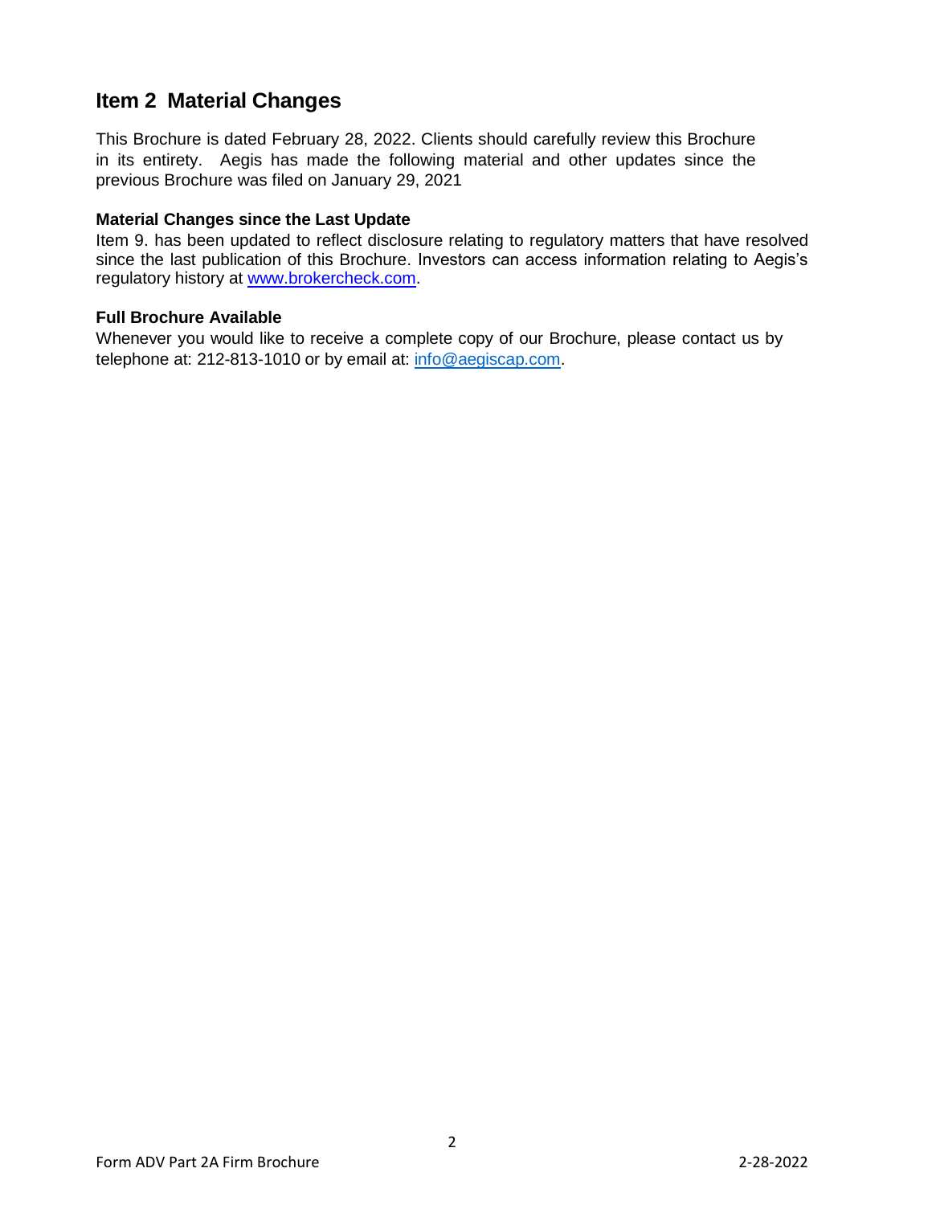## Item 2 Material Changes

This Brochure is dated February 28, 2022. Clients should carefully review this Brochure in its entirety. Aegis has made the following material and other updates since the previous Brochure was filed on January 29, 2021

**Material Changes since the Last Update**

Item 9. has been updated to reflect disclosure relating to regulatory matters that have resolved since the last publication of this Brochure. Investors can access information relating to Aegis's regulatory history at www.brokercheck.com.

**Full Brochure Available**

Whenever you would like to receive a complete copy of our Brochure, please contact us by telephone at: 212-813-1010 or by email at: info@aegiscap.com.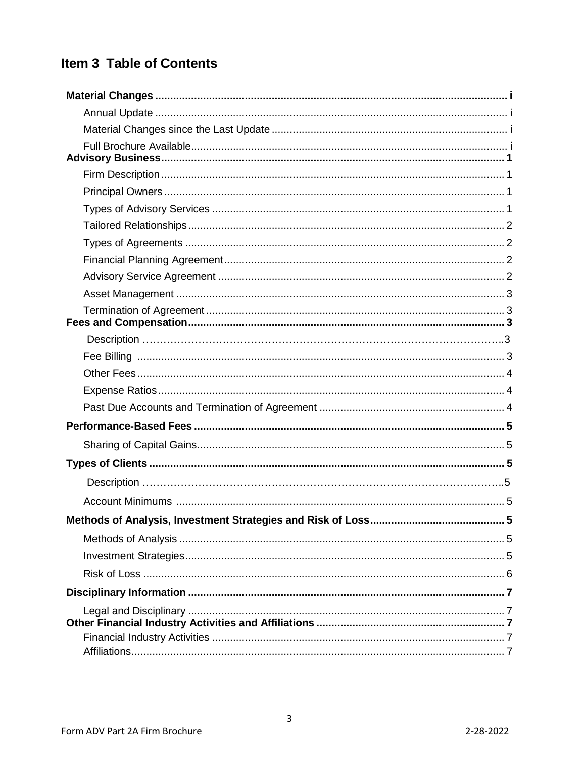## Item 3 Table of Contents

**Material Changes** .................................................. i

- Annual Update .................................................. i
- Material Changes since the Last Update .................................................. i
- Full Brochure Available .................................................. i

**Advisory Business** .................................................. 1

- Firm Description .................................................. 1
- Principal Owners .................................................. 1
- Types of Advisory Services .................................................. 1
- Tailored Relationships .................................................. 2
- Types of Agreements .................................................. 2
- Financial Planning Agreement .................................................. 2
- Advisory Service Agreement .................................................. 2
- Asset Management .................................................. 3
- Termination of Agreement .................................................. 3

**Fees and Compensation** .................................................. 3

- Description .................................................. 3
- Fee Billing .................................................. 3
- Other Fees .................................................. 4
- Expense Ratios .................................................. 4
- Past Due Accounts and Termination of Agreement .................................................. 4

**Performance-Based Fees** .................................................. 5

- Sharing of Capital Gains .................................................. 5

**Types of Clients** .................................................. 5

- Description .................................................. 5
- Account Minimums .................................................. 5

**Methods of Analysis, Investment Strategies and Risk of Loss** .................................................. 5

- Methods of Analysis .................................................. 5
- Investment Strategies .................................................. 5
- Risk of Loss .................................................. 6

**Disciplinary Information** .................................................. 7

- Legal and Disciplinary .................................................. 7

**Other Financial Industry Activities and Affiliations** .................................................. 7

- Financial Industry Activities .................................................. 7
- Affiliations .................................................. 7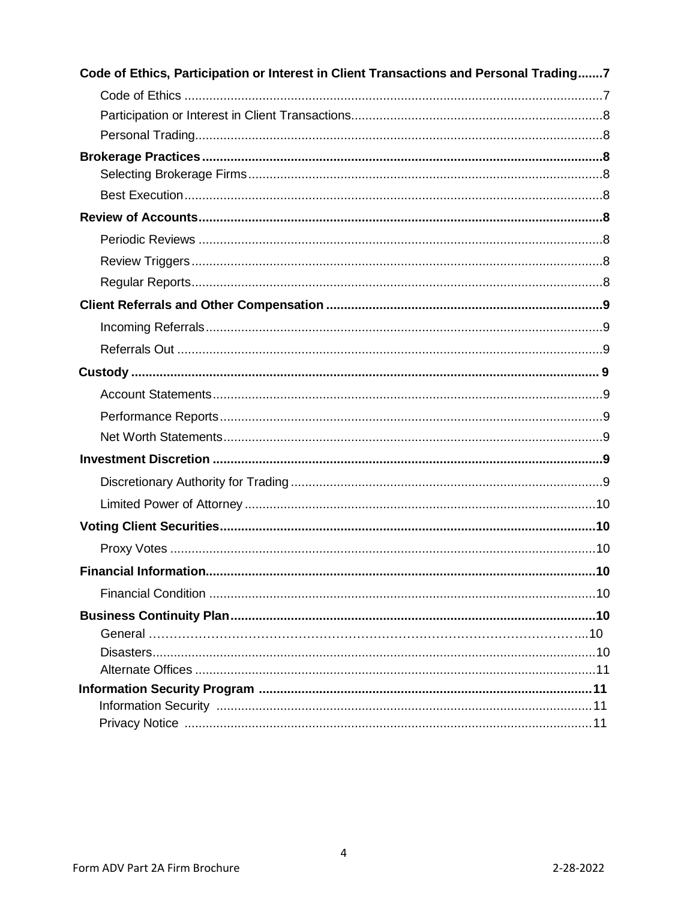**Code of Ethics, Participation or Interest in Client Transactions and Personal Trading.......7**

Code of Ethics ......................................................................................................................7

Participation or Interest in Client Transactions.......................................................................8

Personal Trading...................................................................................................................8

**Brokerage Practices.................................................................................................................8**

Selecting Brokerage Firms....................................................................................................8

Best Execution......................................................................................................................8

**Review of Accounts.................................................................................................................8**

Periodic Reviews ..................................................................................................................8

Review Triggers....................................................................................................................8

Regular Reports....................................................................................................................8

**Client Referrals and Other Compensation .............................................................................9**

Incoming Referrals................................................................................................................9

Referrals Out ........................................................................................................................9

**Custody ................................................................................................................................... 9**

Account Statements..............................................................................................................9

Performance Reports............................................................................................................9

Net Worth Statements...........................................................................................................9

**Investment Discretion .............................................................................................................9**

Discretionary Authority for Trading........................................................................................9

Limited Power of Attorney ...................................................................................................10

**Voting Client Securities..........................................................................................................10**

Proxy Votes ........................................................................................................................10

**Financial Information.............................................................................................................10**

Financial Condition .............................................................................................................10

**Business Continuity Plan.......................................................................................................10**

General ……………………………………………………………………………………………..10

Disasters.............................................................................................................................10

Alternate Offices .................................................................................................................11

**Information Security Program .............................................................................................11**

Information Security ..........................................................................................................11

Privacy Notice ...................................................................................................................11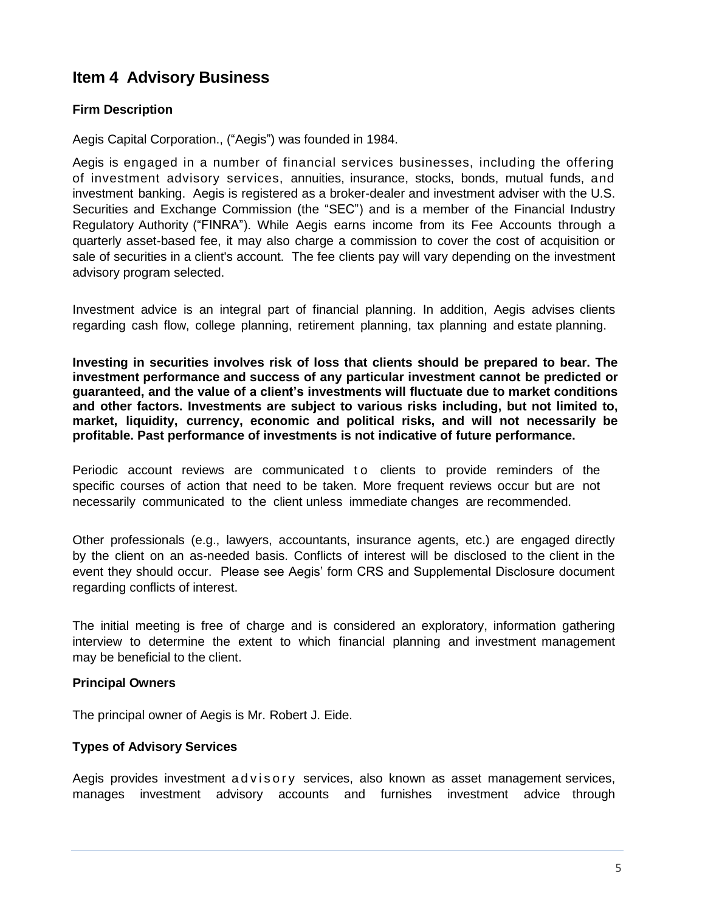## Item 4 Advisory Business

### Firm Description

Aegis Capital Corporation., ("Aegis") was founded in 1984.

Aegis is engaged in a number of financial services businesses, including the offering of investment advisory services, annuities, insurance, stocks, bonds, mutual funds, and investment banking. Aegis is registered as a broker-dealer and investment adviser with the U.S. Securities and Exchange Commission (the "SEC") and is a member of the Financial Industry Regulatory Authority ("FINRA"). While Aegis earns income from its Fee Accounts through a quarterly asset-based fee, it may also charge a commission to cover the cost of acquisition or sale of securities in a client's account. The fee clients pay will vary depending on the investment advisory program selected.

Investment advice is an integral part of financial planning. In addition, Aegis advises clients regarding cash flow, college planning, retirement planning, tax planning and estate planning.

**Investing in securities involves risk of loss that clients should be prepared to bear. The investment performance and success of any particular investment cannot be predicted or guaranteed, and the value of a client's investments will fluctuate due to market conditions and other factors. Investments are subject to various risks including, but not limited to, market, liquidity, currency, economic and political risks, and will not necessarily be profitable. Past performance of investments is not indicative of future performance.**

Periodic account reviews are communicated to clients to provide reminders of the specific courses of action that need to be taken. More frequent reviews occur but are not necessarily communicated to the client unless immediate changes are recommended.

Other professionals (e.g., lawyers, accountants, insurance agents, etc.) are engaged directly by the client on an as-needed basis. Conflicts of interest will be disclosed to the client in the event they should occur. Please see Aegis' form CRS and Supplemental Disclosure document regarding conflicts of interest.

The initial meeting is free of charge and is considered an exploratory, information gathering interview to determine the extent to which financial planning and investment management may be beneficial to the client.

### Principal Owners

The principal owner of Aegis is Mr. Robert J. Eide.

### Types of Advisory Services

Aegis provides investment advisory services, also known as asset management services, manages investment advisory accounts and furnishes investment advice through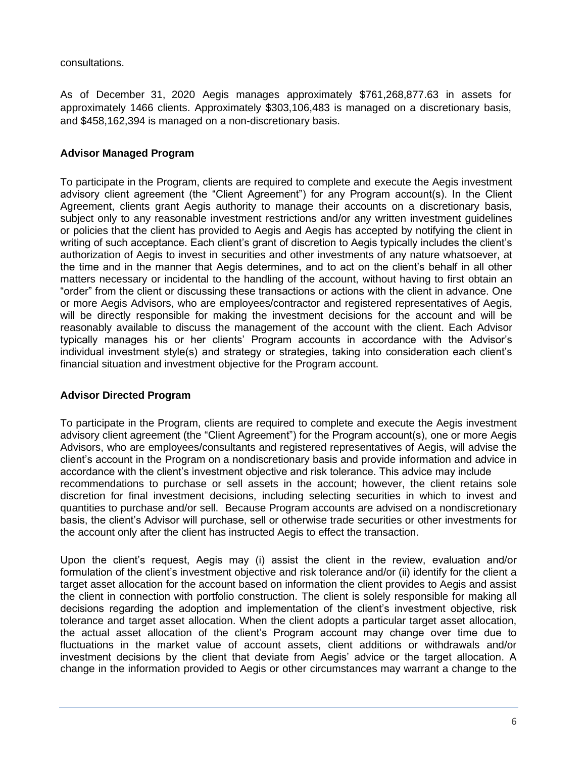consultations.

As of December 31, 2020 Aegis manages approximately $761,268,877.63 in assets for approximately 1466 clients. Approximately $303,106,483 is managed on a discretionary basis, and $458,162,394 is managed on a non-discretionary basis.

**Advisor Managed Program**

To participate in the Program, clients are required to complete and execute the Aegis investment advisory client agreement (the "Client Agreement") for any Program account(s). In the Client Agreement, clients grant Aegis authority to manage their accounts on a discretionary basis, subject only to any reasonable investment restrictions and/or any written investment guidelines or policies that the client has provided to Aegis and Aegis has accepted by notifying the client in writing of such acceptance. Each client's grant of discretion to Aegis typically includes the client's authorization of Aegis to invest in securities and other investments of any nature whatsoever, at the time and in the manner that Aegis determines, and to act on the client's behalf in all other matters necessary or incidental to the handling of the account, without having to first obtain an "order" from the client or discussing these transactions or actions with the client in advance. One or more Aegis Advisors, who are employees/contractor and registered representatives of Aegis, will be directly responsible for making the investment decisions for the account and will be reasonably available to discuss the management of the account with the client. Each Advisor typically manages his or her clients' Program accounts in accordance with the Advisor's individual investment style(s) and strategy or strategies, taking into consideration each client's financial situation and investment objective for the Program account.

**Advisor Directed Program**

To participate in the Program, clients are required to complete and execute the Aegis investment advisory client agreement (the "Client Agreement") for the Program account(s), one or more Aegis Advisors, who are employees/consultants and registered representatives of Aegis, will advise the client's account in the Program on a nondiscretionary basis and provide information and advice in accordance with the client's investment objective and risk tolerance. This advice may include recommendations to purchase or sell assets in the account; however, the client retains sole discretion for final investment decisions, including selecting securities in which to invest and quantities to purchase and/or sell. Because Program accounts are advised on a nondiscretionary basis, the client's Advisor will purchase, sell or otherwise trade securities or other investments for the account only after the client has instructed Aegis to effect the transaction.

Upon the client's request, Aegis may (i) assist the client in the review, evaluation and/or formulation of the client's investment objective and risk tolerance and/or (ii) identify for the client a target asset allocation for the account based on information the client provides to Aegis and assist the client in connection with portfolio construction. The client is solely responsible for making all decisions regarding the adoption and implementation of the client's investment objective, risk tolerance and target asset allocation. When the client adopts a particular target asset allocation, the actual asset allocation of the client's Program account may change over time due to fluctuations in the market value of account assets, client additions or withdrawals and/or investment decisions by the client that deviate from Aegis' advice or the target allocation. A change in the information provided to Aegis or other circumstances may warrant a change to the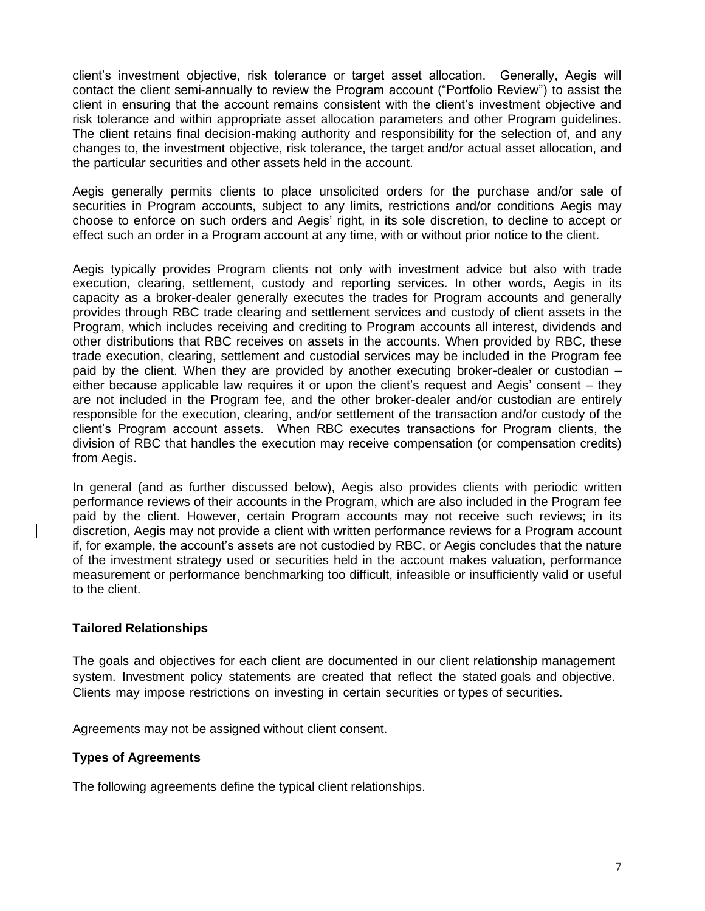client's investment objective, risk tolerance or target asset allocation. Generally, Aegis will contact the client semi-annually to review the Program account ("Portfolio Review") to assist the client in ensuring that the account remains consistent with the client's investment objective and risk tolerance and within appropriate asset allocation parameters and other Program guidelines. The client retains final decision-making authority and responsibility for the selection of, and any changes to, the investment objective, risk tolerance, the target and/or actual asset allocation, and the particular securities and other assets held in the account.

Aegis generally permits clients to place unsolicited orders for the purchase and/or sale of securities in Program accounts, subject to any limits, restrictions and/or conditions Aegis may choose to enforce on such orders and Aegis' right, in its sole discretion, to decline to accept or effect such an order in a Program account at any time, with or without prior notice to the client.

Aegis typically provides Program clients not only with investment advice but also with trade execution, clearing, settlement, custody and reporting services. In other words, Aegis in its capacity as a broker-dealer generally executes the trades for Program accounts and generally provides through RBC trade clearing and settlement services and custody of client assets in the Program, which includes receiving and crediting to Program accounts all interest, dividends and other distributions that RBC receives on assets in the accounts. When provided by RBC, these trade execution, clearing, settlement and custodial services may be included in the Program fee paid by the client. When they are provided by another executing broker-dealer or custodian – either because applicable law requires it or upon the client's request and Aegis' consent – they are not included in the Program fee, and the other broker-dealer and/or custodian are entirely responsible for the execution, clearing, and/or settlement of the transaction and/or custody of the client's Program account assets. When RBC executes transactions for Program clients, the division of RBC that handles the execution may receive compensation (or compensation credits) from Aegis.

In general (and as further discussed below), Aegis also provides clients with periodic written performance reviews of their accounts in the Program, which are also included in the Program fee paid by the client. However, certain Program accounts may not receive such reviews; in its discretion, Aegis may not provide a client with written performance reviews for a Program account if, for example, the account's assets are not custodied by RBC, or Aegis concludes that the nature of the investment strategy used or securities held in the account makes valuation, performance measurement or performance benchmarking too difficult, infeasible or insufficiently valid or useful to the client.

**Tailored Relationships**

The goals and objectives for each client are documented in our client relationship management system. Investment policy statements are created that reflect the stated goals and objective. Clients may impose restrictions on investing in certain securities or types of securities.

Agreements may not be assigned without client consent.

**Types of Agreements**

The following agreements define the typical client relationships.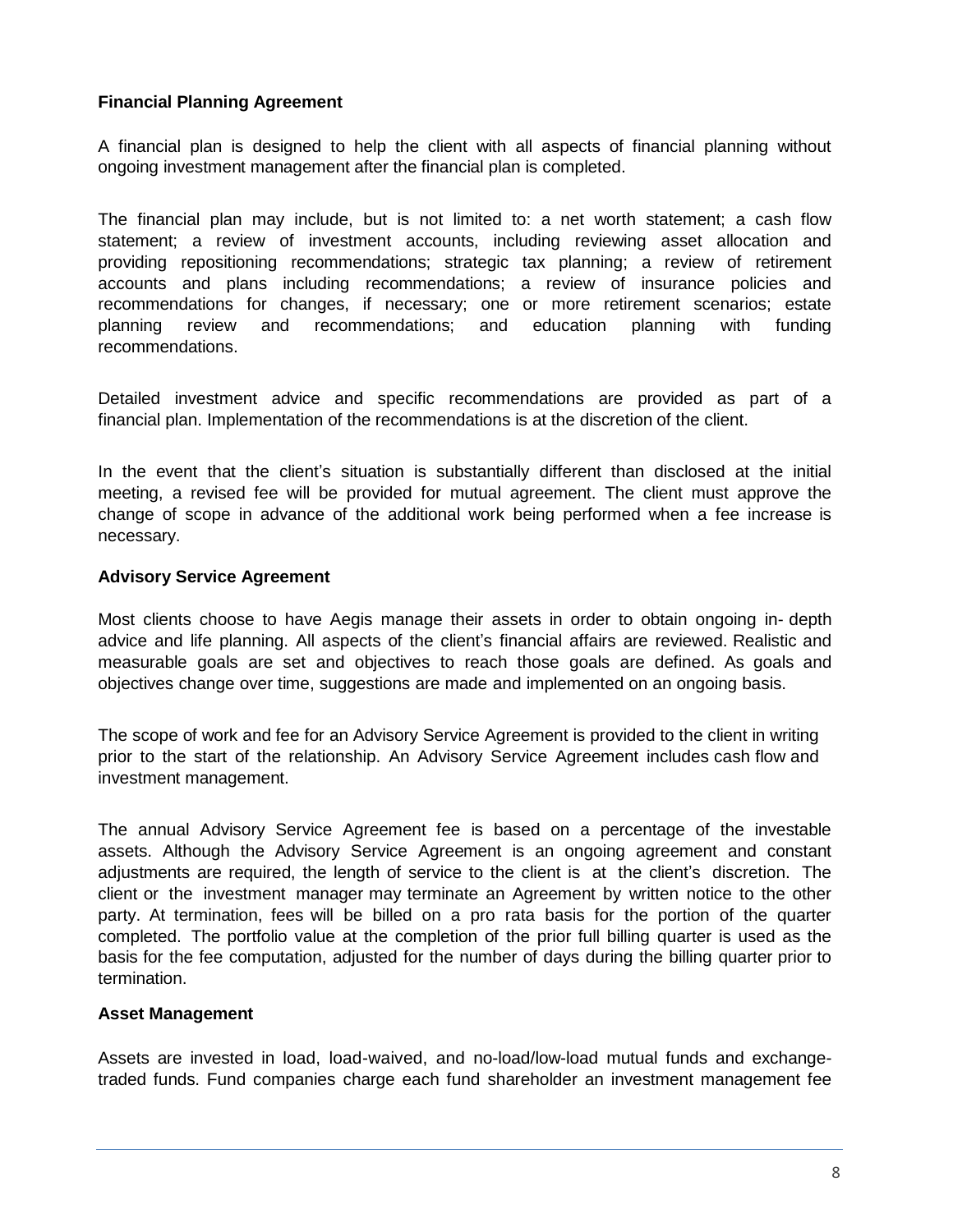**Financial Planning Agreement**

A financial plan is designed to help the client with all aspects of financial planning without ongoing investment management after the financial plan is completed.

The financial plan may include, but is not limited to: a net worth statement; a cash flow statement; a review of investment accounts, including reviewing asset allocation and providing repositioning recommendations; strategic tax planning; a review of retirement accounts and plans including recommendations; a review of insurance policies and recommendations for changes, if necessary; one or more retirement scenarios; estate planning review and recommendations; and education planning with funding recommendations.

Detailed investment advice and specific recommendations are provided as part of a financial plan. Implementation of the recommendations is at the discretion of the client.

In the event that the client's situation is substantially different than disclosed at the initial meeting, a revised fee will be provided for mutual agreement. The client must approve the change of scope in advance of the additional work being performed when a fee increase is necessary.

**Advisory Service Agreement**

Most clients choose to have Aegis manage their assets in order to obtain ongoing in- depth advice and life planning. All aspects of the client's financial affairs are reviewed. Realistic and measurable goals are set and objectives to reach those goals are defined. As goals and objectives change over time, suggestions are made and implemented on an ongoing basis.

The scope of work and fee for an Advisory Service Agreement is provided to the client in writing prior to the start of the relationship. An Advisory Service Agreement includes cash flow and investment management.

The annual Advisory Service Agreement fee is based on a percentage of the investable assets. Although the Advisory Service Agreement is an ongoing agreement and constant adjustments are required, the length of service to the client is at the client's discretion. The client or the investment manager may terminate an Agreement by written notice to the other party. At termination, fees will be billed on a pro rata basis for the portion of the quarter completed. The portfolio value at the completion of the prior full billing quarter is used as the basis for the fee computation, adjusted for the number of days during the billing quarter prior to termination.

**Asset Management**

Assets are invested in load, load-waived, and no-load/low-load mutual funds and exchange-traded funds. Fund companies charge each fund shareholder an investment management fee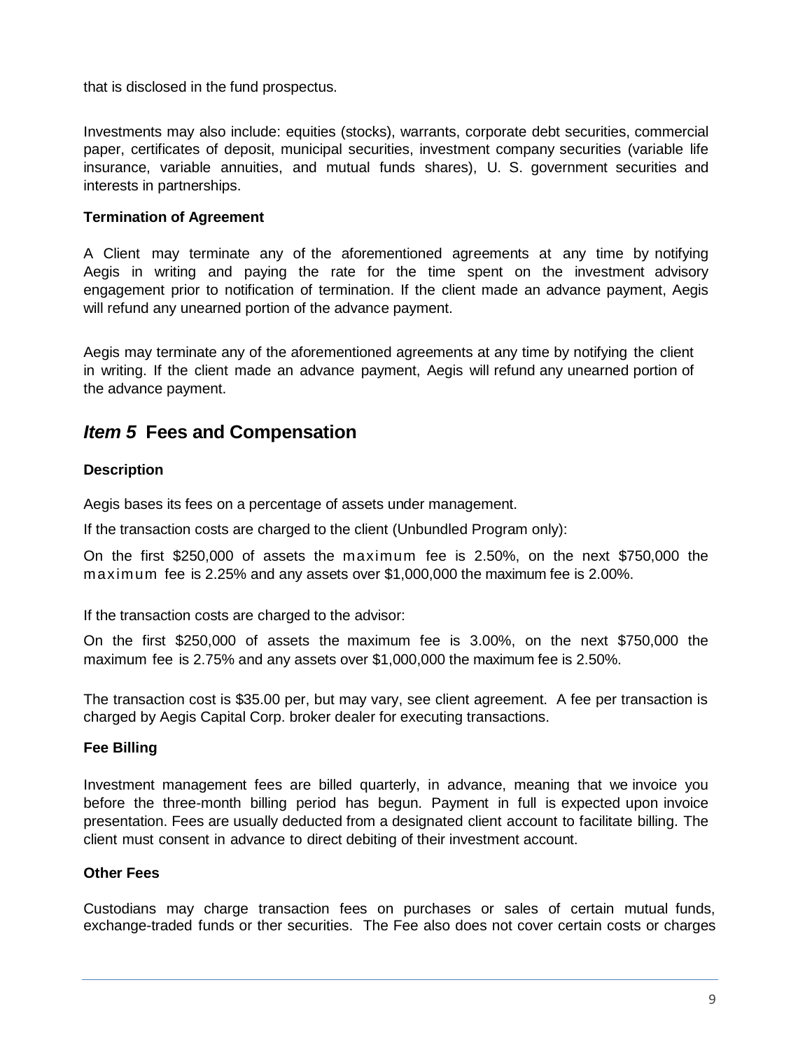that is disclosed in the fund prospectus.

Investments may also include: equities (stocks), warrants, corporate debt securities, commercial paper, certificates of deposit, municipal securities, investment company securities (variable life insurance, variable annuities, and mutual funds shares), U. S. government securities and interests in partnerships.

**Termination of Agreement**

A Client may terminate any of the aforementioned agreements at any time by notifying Aegis in writing and paying the rate for the time spent on the investment advisory engagement prior to notification of termination. If the client made an advance payment, Aegis will refund any unearned portion of the advance payment.

Aegis may terminate any of the aforementioned agreements at any time by notifying the client in writing. If the client made an advance payment, Aegis will refund any unearned portion of the advance payment.

## *Item 5* Fees and Compensation

**Description**

Aegis bases its fees on a percentage of assets under management.

If the transaction costs are charged to the client (Unbundled Program only):

On the first $250,000 of assets the maximum fee is 2.50%, on the next $750,000 the maximum fee is 2.25% and any assets over $1,000,000 the maximum fee is 2.00%.

If the transaction costs are charged to the advisor:

On the first $250,000 of assets the maximum fee is 3.00%, on the next $750,000 the maximum fee is 2.75% and any assets over $1,000,000 the maximum fee is 2.50%.

The transaction cost is $35.00 per, but may vary, see client agreement. A fee per transaction is charged by Aegis Capital Corp. broker dealer for executing transactions.

**Fee Billing**

Investment management fees are billed quarterly, in advance, meaning that we invoice you before the three-month billing period has begun. Payment in full is expected upon invoice presentation. Fees are usually deducted from a designated client account to facilitate billing. The client must consent in advance to direct debiting of their investment account.

**Other Fees**

Custodians may charge transaction fees on purchases or sales of certain mutual funds, exchange-traded funds or ther securities. The Fee also does not cover certain costs or charges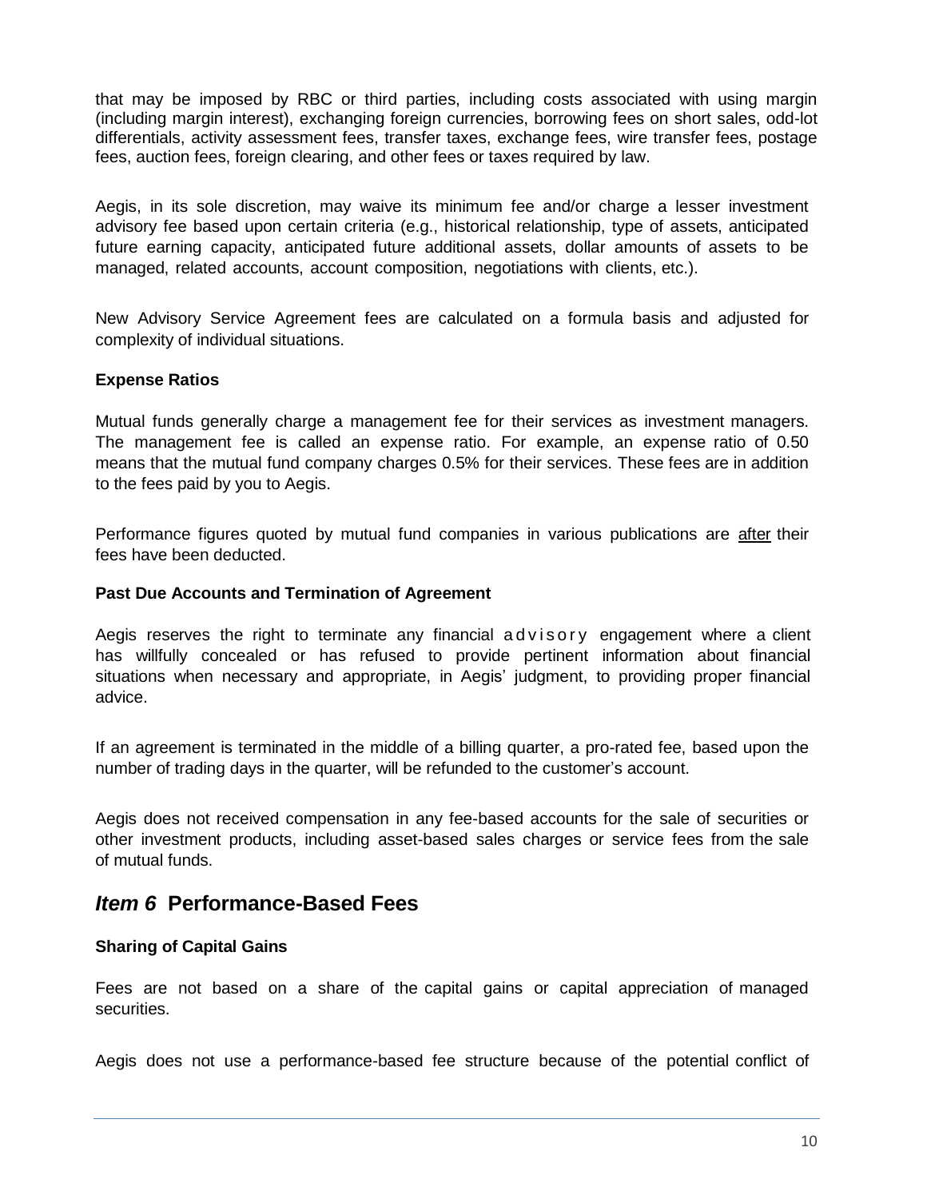that may be imposed by RBC or third parties, including costs associated with using margin (including margin interest), exchanging foreign currencies, borrowing fees on short sales, odd-lot differentials, activity assessment fees, transfer taxes, exchange fees, wire transfer fees, postage fees, auction fees, foreign clearing, and other fees or taxes required by law.

Aegis, in its sole discretion, may waive its minimum fee and/or charge a lesser investment advisory fee based upon certain criteria (e.g., historical relationship, type of assets, anticipated future earning capacity, anticipated future additional assets, dollar amounts of assets to be managed, related accounts, account composition, negotiations with clients, etc.).

New Advisory Service Agreement fees are calculated on a formula basis and adjusted for complexity of individual situations.

**Expense Ratios**

Mutual funds generally charge a management fee for their services as investment managers. The management fee is called an expense ratio. For example, an expense ratio of 0.50 means that the mutual fund company charges 0.5% for their services. These fees are in addition to the fees paid by you to Aegis.

Performance figures quoted by mutual fund companies in various publications are <u>after</u> their fees have been deducted.

**Past Due Accounts and Termination of Agreement**

Aegis reserves the right to terminate any financial advisory engagement where a client has willfully concealed or has refused to provide pertinent information about financial situations when necessary and appropriate, in Aegis' judgment, to providing proper financial advice.

If an agreement is terminated in the middle of a billing quarter, a pro-rated fee, based upon the number of trading days in the quarter, will be refunded to the customer's account.

Aegis does not received compensation in any fee-based accounts for the sale of securities or other investment products, including asset-based sales charges or service fees from the sale of mutual funds.

## *Item 6* Performance-Based Fees

**Sharing of Capital Gains**

Fees are not based on a share of the capital gains or capital appreciation of managed securities.

Aegis does not use a performance-based fee structure because of the potential conflict of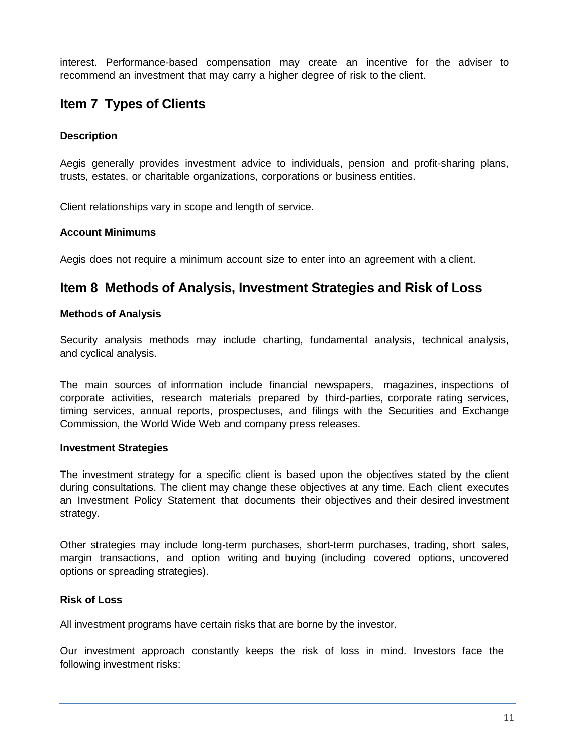interest. Performance-based compensation may create an incentive for the adviser to recommend an investment that may carry a higher degree of risk to the client.

## Item 7 Types of Clients

### Description

Aegis generally provides investment advice to individuals, pension and profit-sharing plans, trusts, estates, or charitable organizations, corporations or business entities.

Client relationships vary in scope and length of service.

### Account Minimums

Aegis does not require a minimum account size to enter into an agreement with a client.

## Item 8 Methods of Analysis, Investment Strategies and Risk of Loss

### Methods of Analysis

Security analysis methods may include charting, fundamental analysis, technical analysis, and cyclical analysis.

The main sources of information include financial newspapers, magazines, inspections of corporate activities, research materials prepared by third-parties, corporate rating services, timing services, annual reports, prospectuses, and filings with the Securities and Exchange Commission, the World Wide Web and company press releases.

### Investment Strategies

The investment strategy for a specific client is based upon the objectives stated by the client during consultations. The client may change these objectives at any time. Each client executes an Investment Policy Statement that documents their objectives and their desired investment strategy.

Other strategies may include long-term purchases, short-term purchases, trading, short sales, margin transactions, and option writing and buying (including covered options, uncovered options or spreading strategies).

### Risk of Loss

All investment programs have certain risks that are borne by the investor.

Our investment approach constantly keeps the risk of loss in mind. Investors face the following investment risks: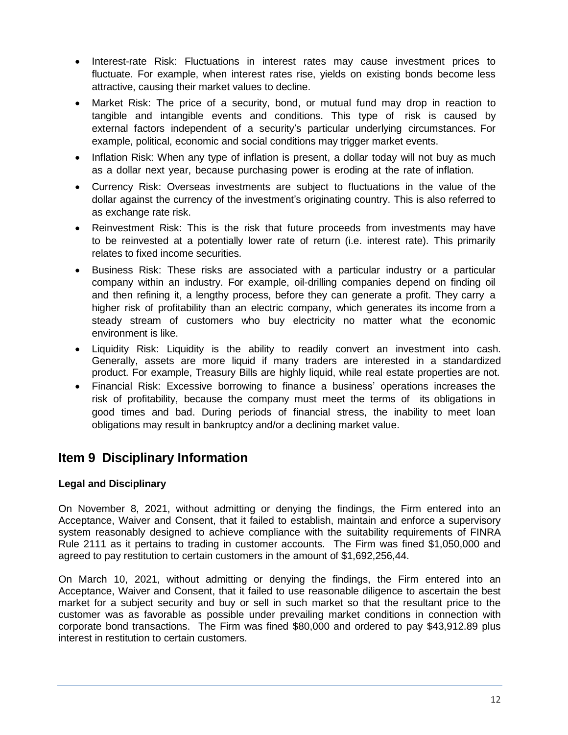- Interest-rate Risk: Fluctuations in interest rates may cause investment prices to fluctuate. For example, when interest rates rise, yields on existing bonds become less attractive, causing their market values to decline.
- Market Risk: The price of a security, bond, or mutual fund may drop in reaction to tangible and intangible events and conditions. This type of risk is caused by external factors independent of a security's particular underlying circumstances. For example, political, economic and social conditions may trigger market events.
- Inflation Risk: When any type of inflation is present, a dollar today will not buy as much as a dollar next year, because purchasing power is eroding at the rate of inflation.
- Currency Risk: Overseas investments are subject to fluctuations in the value of the dollar against the currency of the investment's originating country. This is also referred to as exchange rate risk.
- Reinvestment Risk: This is the risk that future proceeds from investments may have to be reinvested at a potentially lower rate of return (i.e. interest rate). This primarily relates to fixed income securities.
- Business Risk: These risks are associated with a particular industry or a particular company within an industry. For example, oil-drilling companies depend on finding oil and then refining it, a lengthy process, before they can generate a profit. They carry a higher risk of profitability than an electric company, which generates its income from a steady stream of customers who buy electricity no matter what the economic environment is like.
- Liquidity Risk: Liquidity is the ability to readily convert an investment into cash. Generally, assets are more liquid if many traders are interested in a standardized product. For example, Treasury Bills are highly liquid, while real estate properties are not.
- Financial Risk: Excessive borrowing to finance a business' operations increases the risk of profitability, because the company must meet the terms of its obligations in good times and bad. During periods of financial stress, the inability to meet loan obligations may result in bankruptcy and/or a declining market value.

## Item 9 Disciplinary Information

**Legal and Disciplinary**

On November 8, 2021, without admitting or denying the findings, the Firm entered into an Acceptance, Waiver and Consent, that it failed to establish, maintain and enforce a supervisory system reasonably designed to achieve compliance with the suitability requirements of FINRA Rule 2111 as it pertains to trading in customer accounts. The Firm was fined $1,050,000 and agreed to pay restitution to certain customers in the amount of $1,692,256,44.

On March 10, 2021, without admitting or denying the findings, the Firm entered into an Acceptance, Waiver and Consent, that it failed to use reasonable diligence to ascertain the best market for a subject security and buy or sell in such market so that the resultant price to the customer was as favorable as possible under prevailing market conditions in connection with corporate bond transactions. The Firm was fined $80,000 and ordered to pay $43,912.89 plus interest in restitution to certain customers.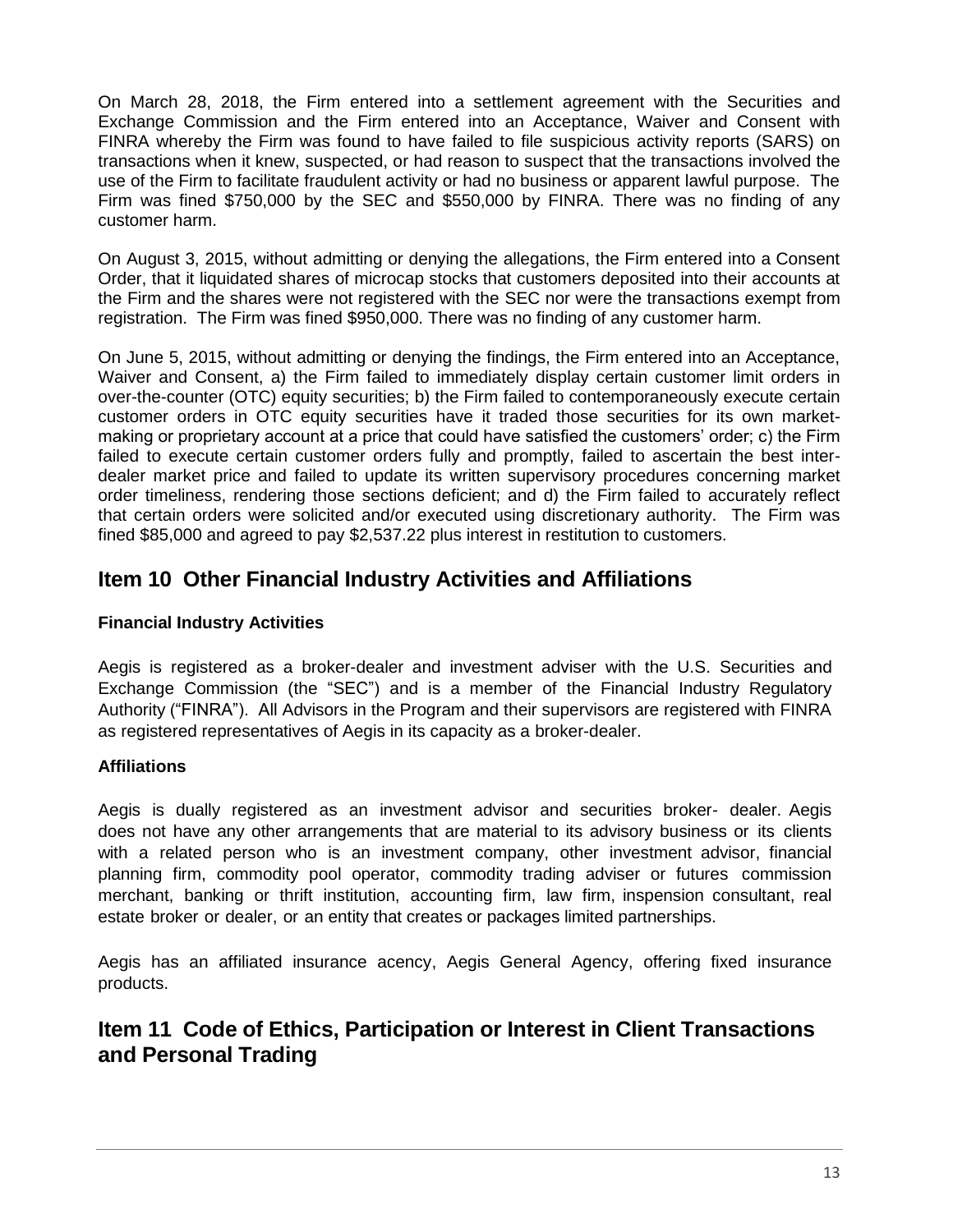On March 28, 2018, the Firm entered into a settlement agreement with the Securities and Exchange Commission and the Firm entered into an Acceptance, Waiver and Consent with FINRA whereby the Firm was found to have failed to file suspicious activity reports (SARS) on transactions when it knew, suspected, or had reason to suspect that the transactions involved the use of the Firm to facilitate fraudulent activity or had no business or apparent lawful purpose. The Firm was fined $750,000 by the SEC and $550,000 by FINRA. There was no finding of any customer harm.

On August 3, 2015, without admitting or denying the allegations, the Firm entered into a Consent Order, that it liquidated shares of microcap stocks that customers deposited into their accounts at the Firm and the shares were not registered with the SEC nor were the transactions exempt from registration. The Firm was fined $950,000. There was no finding of any customer harm.

On June 5, 2015, without admitting or denying the findings, the Firm entered into an Acceptance, Waiver and Consent, a) the Firm failed to immediately display certain customer limit orders in over-the-counter (OTC) equity securities; b) the Firm failed to contemporaneously execute certain customer orders in OTC equity securities have it traded those securities for its own market-making or proprietary account at a price that could have satisfied the customers' order; c) the Firm failed to execute certain customer orders fully and promptly, failed to ascertain the best inter-dealer market price and failed to update its written supervisory procedures concerning market order timeliness, rendering those sections deficient; and d) the Firm failed to accurately reflect that certain orders were solicited and/or executed using discretionary authority. The Firm was fined $85,000 and agreed to pay $2,537.22 plus interest in restitution to customers.

## Item 10 Other Financial Industry Activities and Affiliations

### Financial Industry Activities

Aegis is registered as a broker-dealer and investment adviser with the U.S. Securities and Exchange Commission (the "SEC") and is a member of the Financial Industry Regulatory Authority ("FINRA"). All Advisors in the Program and their supervisors are registered with FINRA as registered representatives of Aegis in its capacity as a broker-dealer.

### Affiliations

Aegis is dually registered as an investment advisor and securities broker- dealer. Aegis does not have any other arrangements that are material to its advisory business or its clients with a related person who is an investment company, other investment advisor, financial planning firm, commodity pool operator, commodity trading adviser or futures commission merchant, banking or thrift institution, accounting firm, law firm, inspension consultant, real estate broker or dealer, or an entity that creates or packages limited partnerships.

Aegis has an affiliated insurance acency, Aegis General Agency, offering fixed insurance products.

## Item 11 Code of Ethics, Participation or Interest in Client Transactions and Personal Trading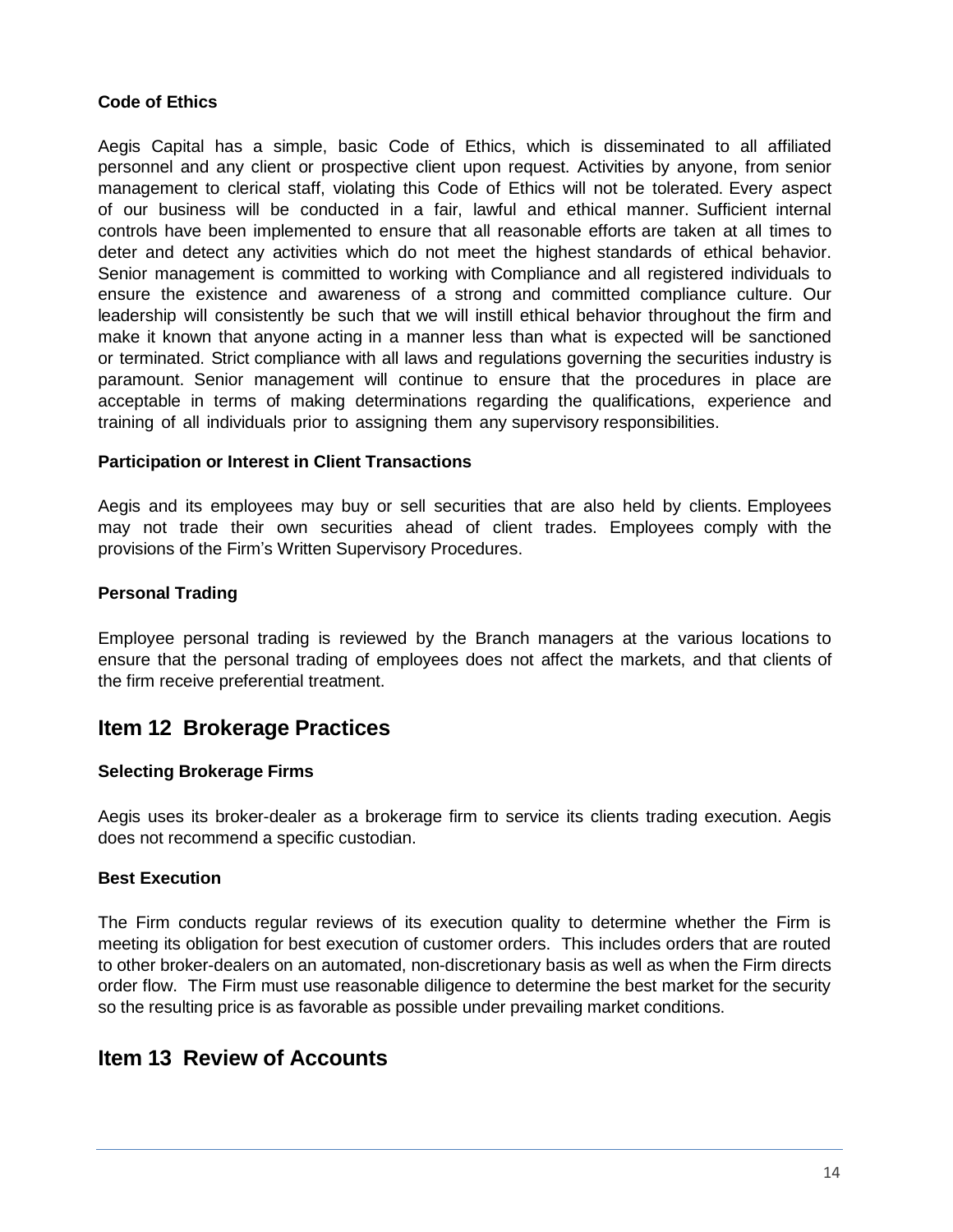### Code of Ethics

Aegis Capital has a simple, basic Code of Ethics, which is disseminated to all affiliated personnel and any client or prospective client upon request. Activities by anyone, from senior management to clerical staff, violating this Code of Ethics will not be tolerated. Every aspect of our business will be conducted in a fair, lawful and ethical manner. Sufficient internal controls have been implemented to ensure that all reasonable efforts are taken at all times to deter and detect any activities which do not meet the highest standards of ethical behavior. Senior management is committed to working with Compliance and all registered individuals to ensure the existence and awareness of a strong and committed compliance culture. Our leadership will consistently be such that we will instill ethical behavior throughout the firm and make it known that anyone acting in a manner less than what is expected will be sanctioned or terminated. Strict compliance with all laws and regulations governing the securities industry is paramount. Senior management will continue to ensure that the procedures in place are acceptable in terms of making determinations regarding the qualifications, experience and training of all individuals prior to assigning them any supervisory responsibilities.

### Participation or Interest in Client Transactions

Aegis and its employees may buy or sell securities that are also held by clients. Employees may not trade their own securities ahead of client trades. Employees comply with the provisions of the Firm's Written Supervisory Procedures.

### Personal Trading

Employee personal trading is reviewed by the Branch managers at the various locations to ensure that the personal trading of employees does not affect the markets, and that clients of the firm receive preferential treatment.

## Item 12 Brokerage Practices

### Selecting Brokerage Firms

Aegis uses its broker-dealer as a brokerage firm to service its clients trading execution. Aegis does not recommend a specific custodian.

### Best Execution

The Firm conducts regular reviews of its execution quality to determine whether the Firm is meeting its obligation for best execution of customer orders. This includes orders that are routed to other broker-dealers on an automated, non-discretionary basis as well as when the Firm directs order flow. The Firm must use reasonable diligence to determine the best market for the security so the resulting price is as favorable as possible under prevailing market conditions.

## Item 13 Review of Accounts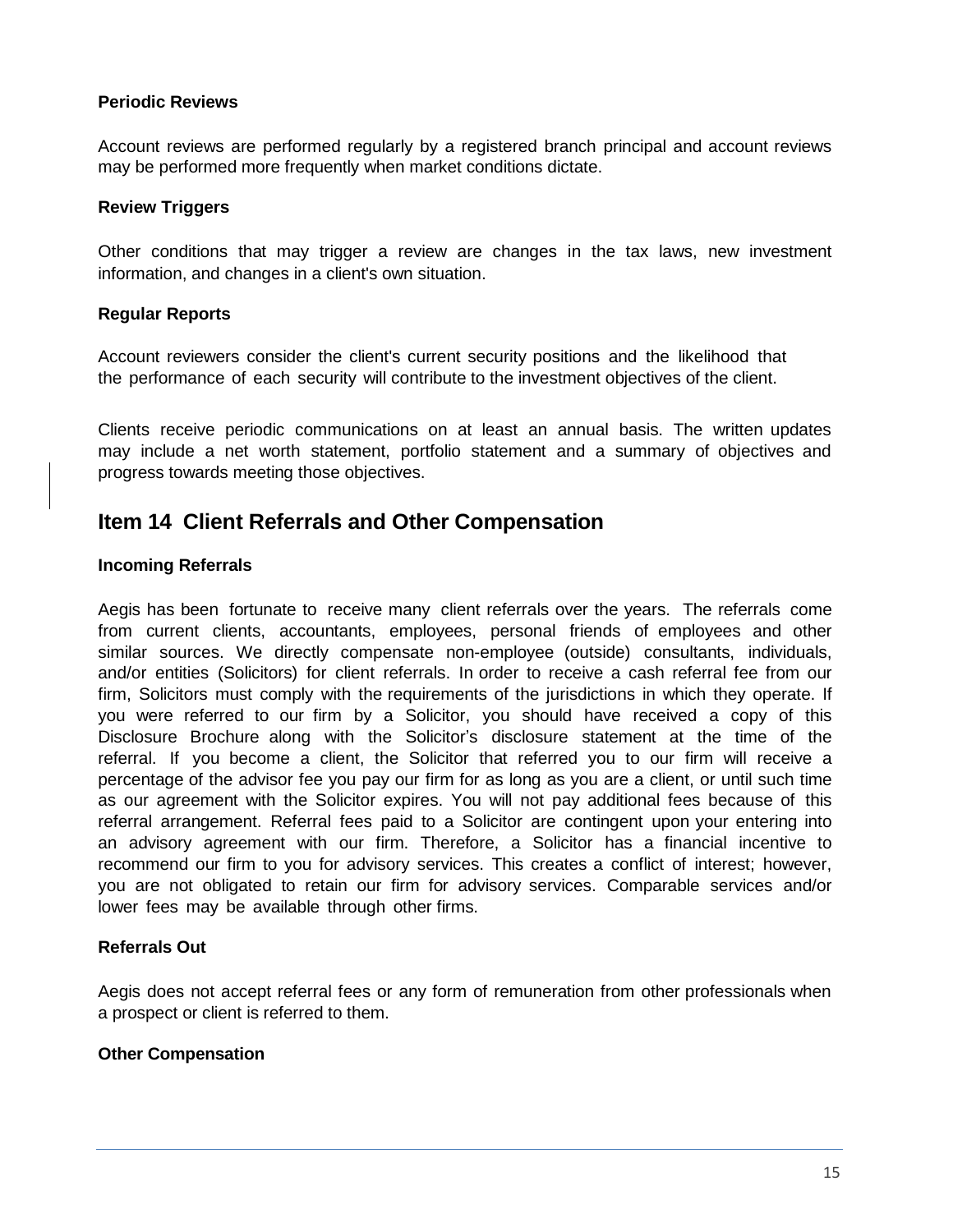**Periodic Reviews**

Account reviews are performed regularly by a registered branch principal and account reviews may be performed more frequently when market conditions dictate.

**Review Triggers**

Other conditions that may trigger a review are changes in the tax laws, new investment information, and changes in a client's own situation.

**Regular Reports**

Account reviewers consider the client's current security positions and the likelihood that the performance of each security will contribute to the investment objectives of the client.

Clients receive periodic communications on at least an annual basis. The written updates may include a net worth statement, portfolio statement and a summary of objectives and progress towards meeting those objectives.

## Item 14 Client Referrals and Other Compensation

**Incoming Referrals**

Aegis has been fortunate to receive many client referrals over the years. The referrals come from current clients, accountants, employees, personal friends of employees and other similar sources. We directly compensate non-employee (outside) consultants, individuals, and/or entities (Solicitors) for client referrals. In order to receive a cash referral fee from our firm, Solicitors must comply with the requirements of the jurisdictions in which they operate. If you were referred to our firm by a Solicitor, you should have received a copy of this Disclosure Brochure along with the Solicitor's disclosure statement at the time of the referral. If you become a client, the Solicitor that referred you to our firm will receive a percentage of the advisor fee you pay our firm for as long as you are a client, or until such time as our agreement with the Solicitor expires. You will not pay additional fees because of this referral arrangement. Referral fees paid to a Solicitor are contingent upon your entering into an advisory agreement with our firm. Therefore, a Solicitor has a financial incentive to recommend our firm to you for advisory services. This creates a conflict of interest; however, you are not obligated to retain our firm for advisory services. Comparable services and/or lower fees may be available through other firms.

**Referrals Out**

Aegis does not accept referral fees or any form of remuneration from other professionals when a prospect or client is referred to them.

**Other Compensation**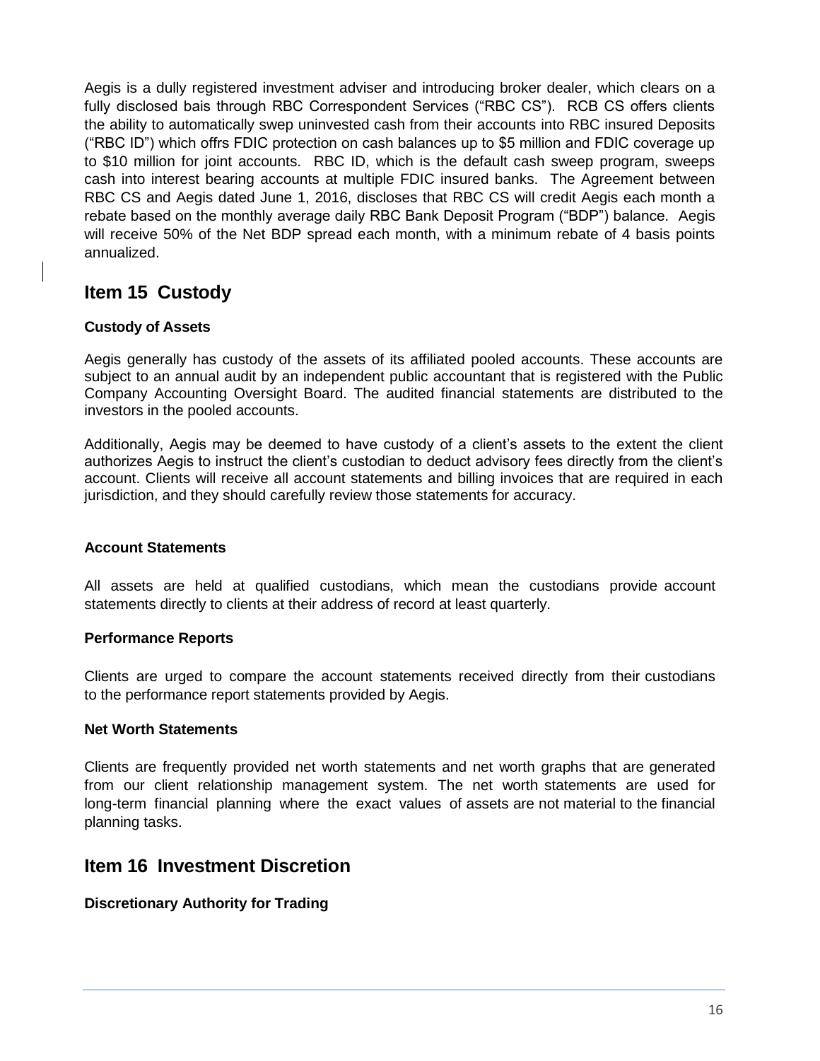Aegis is a dully registered investment adviser and introducing broker dealer, which clears on a fully disclosed bais through RBC Correspondent Services ("RBC CS"). RCB CS offers clients the ability to automatically swep uninvested cash from their accounts into RBC insured Deposits ("RBC ID") which offrs FDIC protection on cash balances up to $5 million and FDIC coverage up to $10 million for joint accounts. RBC ID, which is the default cash sweep program, sweeps cash into interest bearing accounts at multiple FDIC insured banks. The Agreement between RBC CS and Aegis dated June 1, 2016, discloses that RBC CS will credit Aegis each month a rebate based on the monthly average daily RBC Bank Deposit Program ("BDP") balance. Aegis will receive 50% of the Net BDP spread each month, with a minimum rebate of 4 basis points annualized.

## Item 15 Custody

### Custody of Assets

Aegis generally has custody of the assets of its affiliated pooled accounts. These accounts are subject to an annual audit by an independent public accountant that is registered with the Public Company Accounting Oversight Board. The audited financial statements are distributed to the investors in the pooled accounts.

Additionally, Aegis may be deemed to have custody of a client's assets to the extent the client authorizes Aegis to instruct the client's custodian to deduct advisory fees directly from the client's account. Clients will receive all account statements and billing invoices that are required in each jurisdiction, and they should carefully review those statements for accuracy.

### Account Statements

All assets are held at qualified custodians, which mean the custodians provide account statements directly to clients at their address of record at least quarterly.

### Performance Reports

Clients are urged to compare the account statements received directly from their custodians to the performance report statements provided by Aegis.

### Net Worth Statements

Clients are frequently provided net worth statements and net worth graphs that are generated from our client relationship management system. The net worth statements are used for long-term financial planning where the exact values of assets are not material to the financial planning tasks.

## Item 16 Investment Discretion

### Discretionary Authority for Trading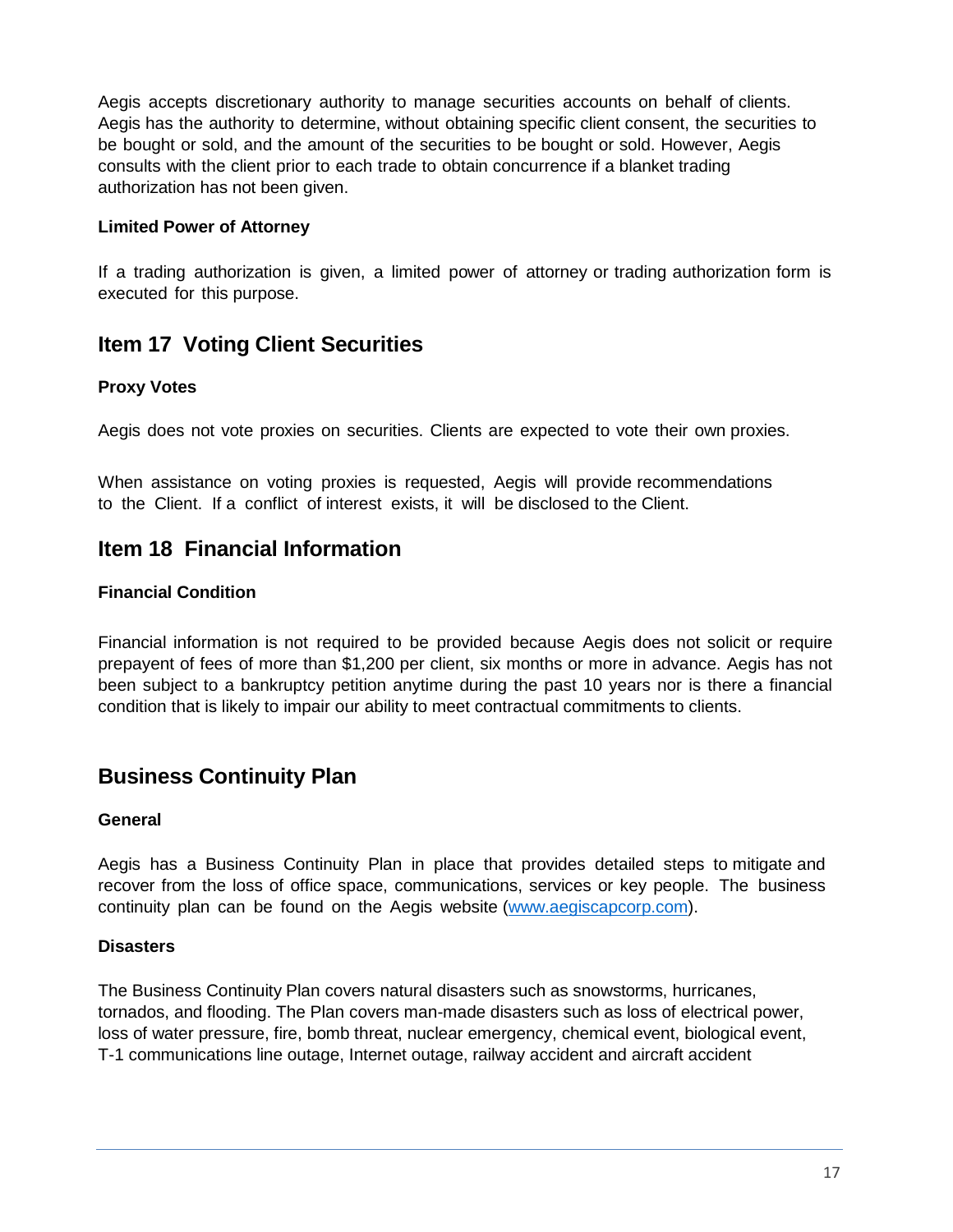Aegis accepts discretionary authority to manage securities accounts on behalf of clients. Aegis has the authority to determine, without obtaining specific client consent, the securities to be bought or sold, and the amount of the securities to be bought or sold. However, Aegis consults with the client prior to each trade to obtain concurrence if a blanket trading authorization has not been given.

### Limited Power of Attorney

If a trading authorization is given, a limited power of attorney or trading authorization form is executed for this purpose.

## Item 17 Voting Client Securities

### Proxy Votes

Aegis does not vote proxies on securities. Clients are expected to vote their own proxies.

When assistance on voting proxies is requested, Aegis will provide recommendations to the Client. If a conflict of interest exists, it will be disclosed to the Client.

## Item 18 Financial Information

### Financial Condition

Financial information is not required to be provided because Aegis does not solicit or require prepayent of fees of more than $1,200 per client, six months or more in advance. Aegis has not been subject to a bankruptcy petition anytime during the past 10 years nor is there a financial condition that is likely to impair our ability to meet contractual commitments to clients.

## Business Continuity Plan

### General

Aegis has a Business Continuity Plan in place that provides detailed steps to mitigate and recover from the loss of office space, communications, services or key people. The business continuity plan can be found on the Aegis website (www.aegiscapcorp.com).

### Disasters

The Business Continuity Plan covers natural disasters such as snowstorms, hurricanes, tornados, and flooding. The Plan covers man-made disasters such as loss of electrical power, loss of water pressure, fire, bomb threat, nuclear emergency, chemical event, biological event, T-1 communications line outage, Internet outage, railway accident and aircraft accident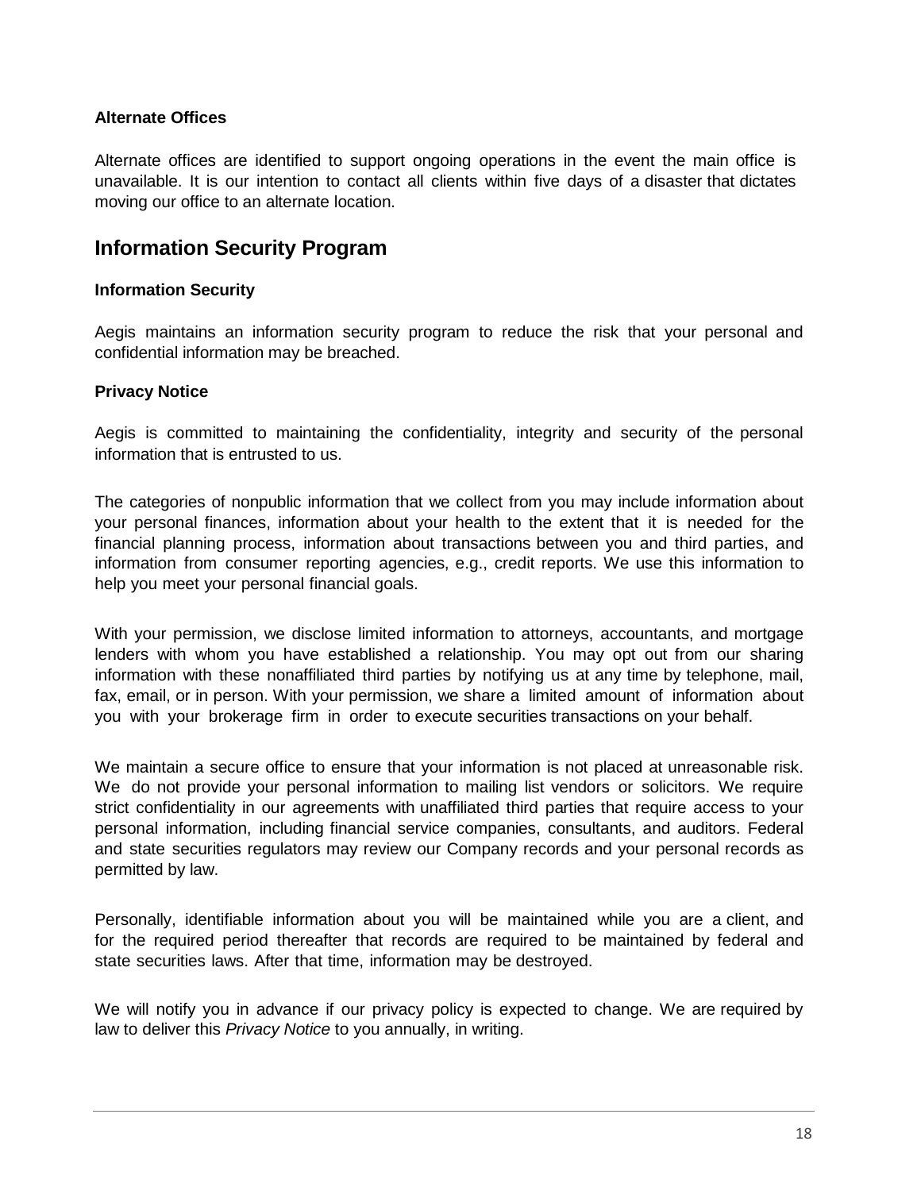### Alternate Offices

Alternate offices are identified to support ongoing operations in the event the main office is unavailable. It is our intention to contact all clients within five days of a disaster that dictates moving our office to an alternate location.

## Information Security Program

### Information Security

Aegis maintains an information security program to reduce the risk that your personal and confidential information may be breached.

### Privacy Notice

Aegis is committed to maintaining the confidentiality, integrity and security of the personal information that is entrusted to us.

The categories of nonpublic information that we collect from you may include information about your personal finances, information about your health to the extent that it is needed for the financial planning process, information about transactions between you and third parties, and information from consumer reporting agencies, e.g., credit reports. We use this information to help you meet your personal financial goals.

With your permission, we disclose limited information to attorneys, accountants, and mortgage lenders with whom you have established a relationship. You may opt out from our sharing information with these nonaffiliated third parties by notifying us at any time by telephone, mail, fax, email, or in person. With your permission, we share a limited amount of information about you with your brokerage firm in order to execute securities transactions on your behalf.

We maintain a secure office to ensure that your information is not placed at unreasonable risk. We do not provide your personal information to mailing list vendors or solicitors. We require strict confidentiality in our agreements with unaffiliated third parties that require access to your personal information, including financial service companies, consultants, and auditors. Federal and state securities regulators may review our Company records and your personal records as permitted by law.

Personally, identifiable information about you will be maintained while you are a client, and for the required period thereafter that records are required to be maintained by federal and state securities laws. After that time, information may be destroyed.

We will notify you in advance if our privacy policy is expected to change. We are required by law to deliver this *Privacy Notice* to you annually, in writing.